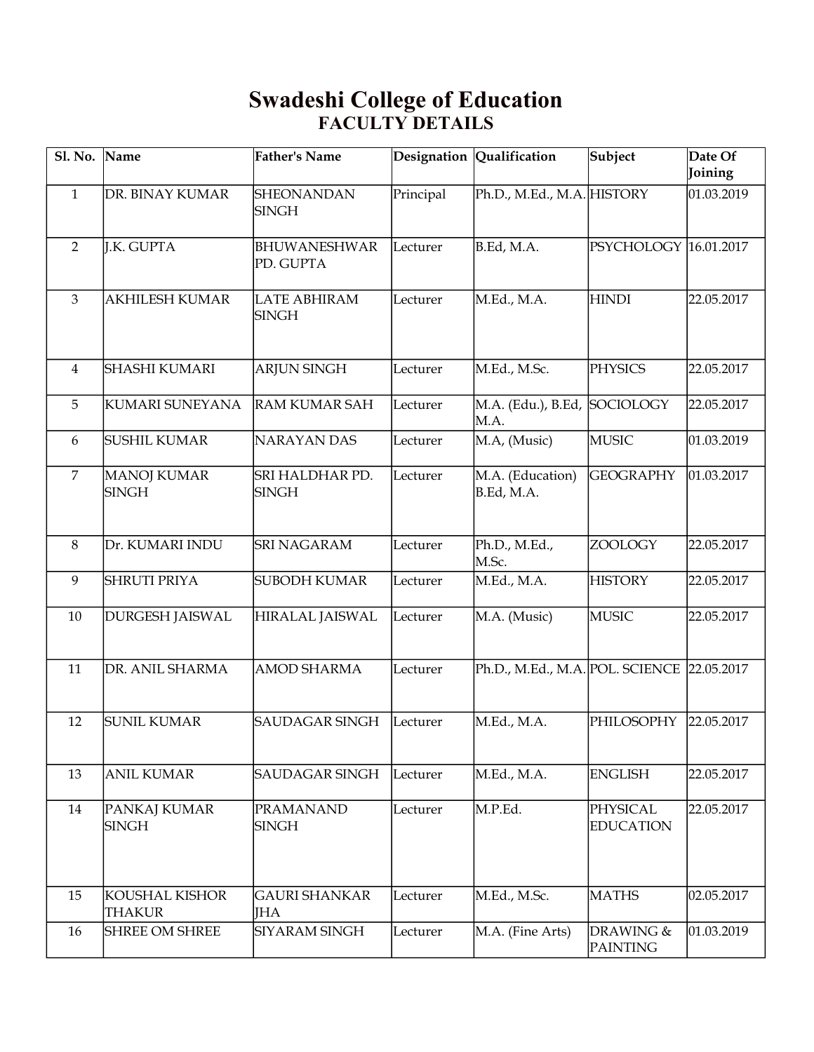# Swadeshi College of Education

## FACULTY DETAILS

| Sl. No. | Name | Father's Name | Designation | Qualification | Subject | Date Of Joining |
|---|---|---|---|---|---|---|
| 1 | DR. BINAY KUMAR | SHEONANDAN SINGH | Principal | Ph.D., M.Ed., M.A. | HISTORY | 01.03.2019 |
| 2 | J.K. GUPTA | BHUWANESHWAR PD. GUPTA | Lecturer | B.Ed, M.A. | PSYCHOLOGY | 16.01.2017 |
| 3 | AKHILESH KUMAR | LATE ABHIRAM SINGH | Lecturer | M.Ed., M.A. | HINDI | 22.05.2017 |
| 4 | SHASHI KUMARI | ARJUN SINGH | Lecturer | M.Ed., M.Sc. | PHYSICS | 22.05.2017 |
| 5 | KUMARI SUNEYANA | RAM KUMAR SAH | Lecturer | M.A. (Edu.), B.Ed, M.A. | SOCIOLOGY | 22.05.2017 |
| 6 | SUSHIL KUMAR | NARAYAN DAS | Lecturer | M.A, (Music) | MUSIC | 01.03.2019 |
| 7 | MANOJ KUMAR SINGH | SRI HALDHAR PD. SINGH | Lecturer | M.A. (Education) B.Ed, M.A. | GEOGRAPHY | 01.03.2017 |
| 8 | Dr. KUMARI INDU | SRI NAGARAM | Lecturer | Ph.D., M.Ed., M.Sc. | ZOOLOGY | 22.05.2017 |
| 9 | SHRUTI PRIYA | SUBODH KUMAR | Lecturer | M.Ed., M.A. | HISTORY | 22.05.2017 |
| 10 | DURGESH JAISWAL | HIRALAL JAISWAL | Lecturer | M.A. (Music) | MUSIC | 22.05.2017 |
| 11 | DR. ANIL SHARMA | AMOD SHARMA | Lecturer | Ph.D., M.Ed., M.A. | POL. SCIENCE | 22.05.2017 |
| 12 | SUNIL KUMAR | SAUDAGAR SINGH | Lecturer | M.Ed., M.A. | PHILOSOPHY | 22.05.2017 |
| 13 | ANIL KUMAR | SAUDAGAR SINGH | Lecturer | M.Ed., M.A. | ENGLISH | 22.05.2017 |
| 14 | PANKAJ KUMAR SINGH | PRAMANAND SINGH | Lecturer | M.P.Ed. | PHYSICAL EDUCATION | 22.05.2017 |
| 15 | KOUSHAL KISHOR THAKUR | GAURI SHANKAR JHA | Lecturer | M.Ed., M.Sc. | MATHS | 02.05.2017 |
| 16 | SHREE OM SHREE | SIYARAM SINGH | Lecturer | M.A. (Fine Arts) | DRAWING & PAINTING | 01.03.2019 |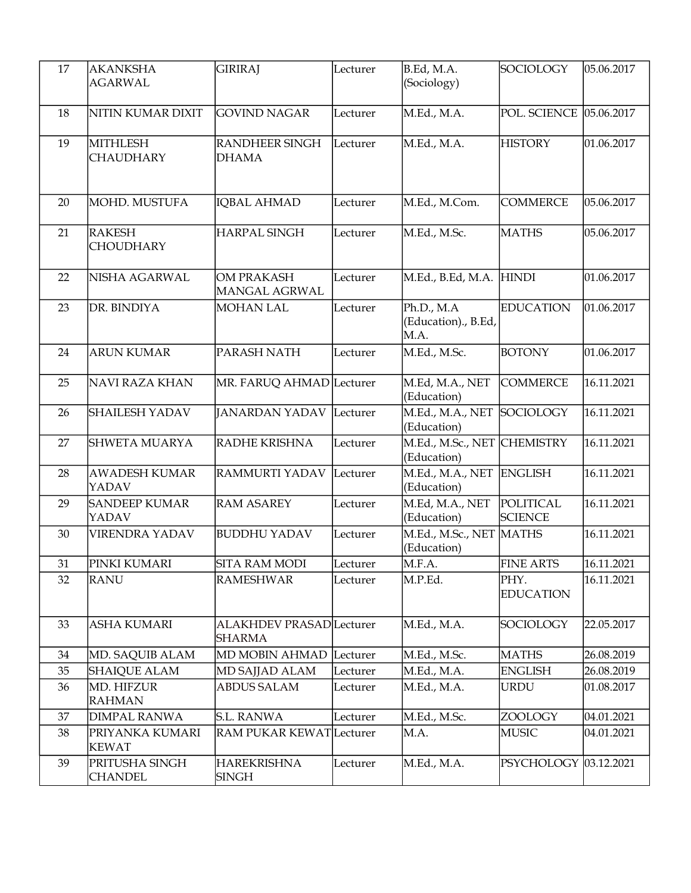| | | | | | | |
|---|---|---|---|---|---|---|
| 17 | AKANKSHA AGARWAL | GIRIRAJ | Lecturer | B.Ed, M.A. (Sociology) | SOCIOLOGY | 05.06.2017 |
| 18 | NITIN KUMAR DIXIT | GOVIND NAGAR | Lecturer | M.Ed., M.A. | POL. SCIENCE | 05.06.2017 |
| 19 | MITHLESH CHAUDHARY | RANDHEER SINGH DHAMA | Lecturer | M.Ed., M.A. | HISTORY | 01.06.2017 |
| 20 | MOHD. MUSTUFA | IQBAL AHMAD | Lecturer | M.Ed., M.Com. | COMMERCE | 05.06.2017 |
| 21 | RAKESH CHOUDHARY | HARPAL SINGH | Lecturer | M.Ed., M.Sc. | MATHS | 05.06.2017 |
| 22 | NISHA AGARWAL | OM PRAKASH MANGAL AGRWAL | Lecturer | M.Ed., B.Ed, M.A. | HINDI | 01.06.2017 |
| 23 | DR. BINDIYA | MOHAN LAL | Lecturer | Ph.D., M.A (Education)., B.Ed, M.A. | EDUCATION | 01.06.2017 |
| 24 | ARUN KUMAR | PARASH NATH | Lecturer | M.Ed., M.Sc. | BOTONY | 01.06.2017 |
| 25 | NAVI RAZA KHAN | MR. FARUQ AHMAD | Lecturer | M.Ed, M.A., NET (Education) | COMMERCE | 16.11.2021 |
| 26 | SHAILESH YADAV | JANARDAN YADAV | Lecturer | M.Ed., M.A., NET (Education) | SOCIOLOGY | 16.11.2021 |
| 27 | SHWETA MUARYA | RADHE KRISHNA | Lecturer | M.Ed., M.Sc., NET (Education) | CHEMISTRY | 16.11.2021 |
| 28 | AWADESH KUMAR YADAV | RAMMURTI YADAV | Lecturer | M.Ed., M.A., NET (Education) | ENGLISH | 16.11.2021 |
| 29 | SANDEEP KUMAR YADAV | RAM ASAREY | Lecturer | M.Ed, M.A., NET (Education) | POLITICAL SCIENCE | 16.11.2021 |
| 30 | VIRENDRA YADAV | BUDDHU YADAV | Lecturer | M.Ed., M.Sc., NET (Education) | MATHS | 16.11.2021 |
| 31 | PINKI KUMARI | SITA RAM MODI | Lecturer | M.F.A. | FINE ARTS | 16.11.2021 |
| 32 | RANU | RAMESHWAR | Lecturer | M.P.Ed. | PHY. EDUCATION | 16.11.2021 |
| 33 | ASHA KUMARI | ALAKHDEV PRASAD SHARMA | Lecturer | M.Ed., M.A. | SOCIOLOGY | 22.05.2017 |
| 34 | MD. SAQUIB ALAM | MD MOBIN AHMAD | Lecturer | M.Ed., M.Sc. | MATHS | 26.08.2019 |
| 35 | SHAIQUE ALAM | MD SAJJAD ALAM | Lecturer | M.Ed., M.A. | ENGLISH | 26.08.2019 |
| 36 | MD. HIFZUR RAHMAN | ABDUS SALAM | Lecturer | M.Ed., M.A. | URDU | 01.08.2017 |
| 37 | DIMPAL RANWA | S.L. RANWA | Lecturer | M.Ed., M.Sc. | ZOOLOGY | 04.01.2021 |
| 38 | PRIYANKA KUMARI KEWAT | RAM PUKAR KEWAT | Lecturer | M.A. | MUSIC | 04.01.2021 |
| 39 | PRITUSHA SINGH CHANDEL | HAREKRISHNA SINGH | Lecturer | M.Ed., M.A. | PSYCHOLOGY | 03.12.2021 |